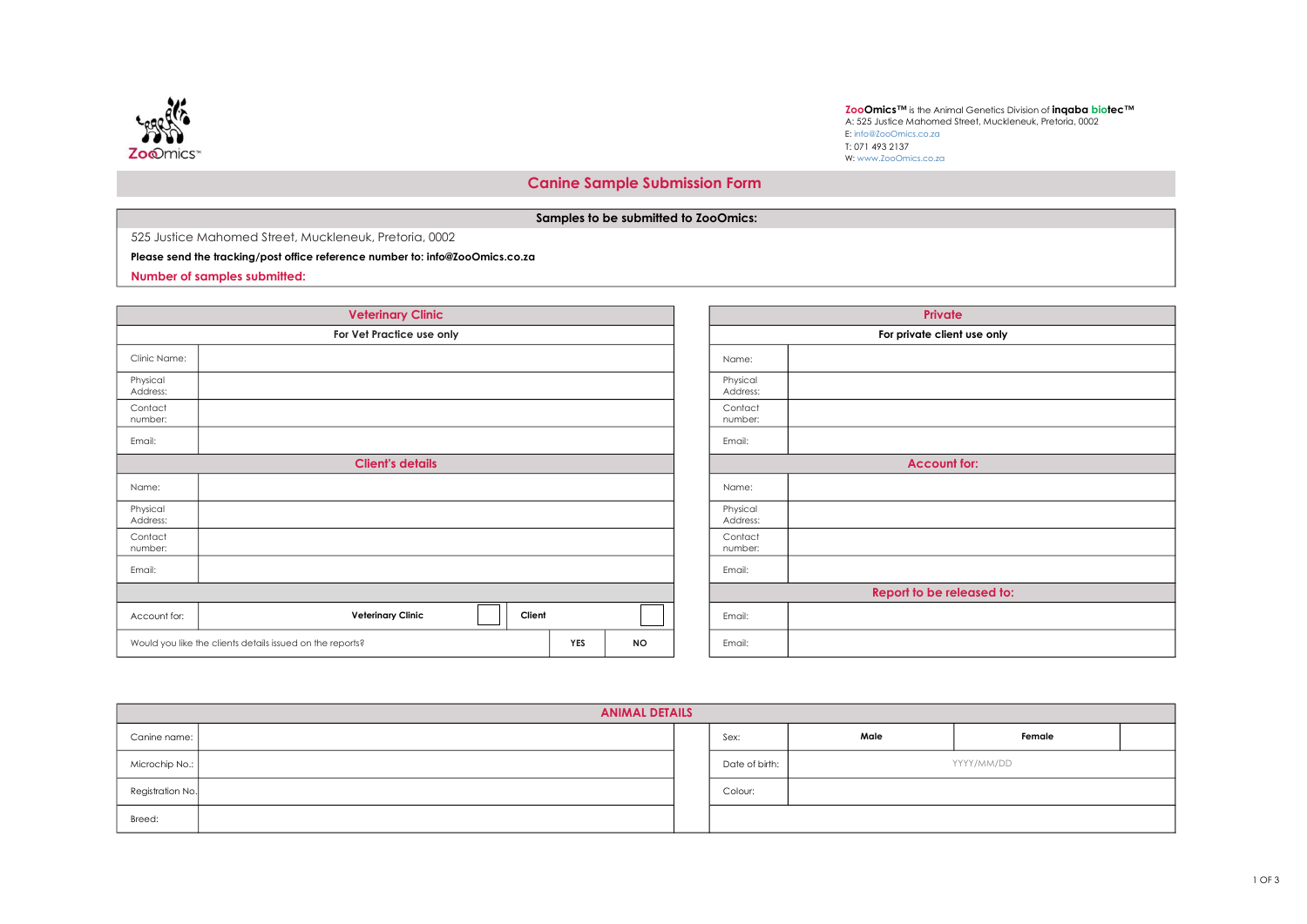ZooOmics™

**ZooOmics™** is the Animal Genetics Division of **inqaba biotec™**
A: 525 Justice Mahomed Street, Muckleneuk, Pretoria, 0002
E: info@ZooOmics.co.za
T: 071 493 2137
W: www.ZooOmics.co.za

# Canine Sample Submission Form

| **Samples to be submitted to ZooOmics:** |
|---|
| 525 Justice Mahomed Street, Muckleneuk, Pretoria, 0002 |
| **Please send the tracking/post office reference number to: info@ZooOmics.co.za** |
| **Number of samples submitted:** |

## Veterinary Clinic

| **For Vet Practice use only** | | | | |
|---|---|---|---|---|
| Clinic Name: | | | | |
| Physical Address: | | | | |
| Contact number: | | | | |
| Email: | | | | |
| **Client's details** | | | | |
| Name: | | | | |
| Physical Address: | | | | |
| Contact number: | | | | |
| Email: | | | | |
| Account for: | **Veterinary Clinic** | ☐ | **Client** | ☐ |
| Would you like the clients details issued on the reports? | | | **YES** | **NO** |

## Private

| **For private client use only** | |
|---|---|
| Name: | |
| Physical Address: | |
| Contact number: | |
| Email: | |
| **Account for:** | |
| Name: | |
| Physical Address: | |
| Contact number: | |
| Email: | |
| **Report to be released to:** | |
| Email: | |
| Email: | |

## ANIMAL DETAILS

| | | | | | |
|---|---|---|---|---|---|
| Canine name: | | Sex: | **Male** | **Female** | |
| Microchip No.: | | Date of birth: | YYYY/MM/DD | | |
| Registration No. | | Colour: | | | |
| Breed: | | | | | |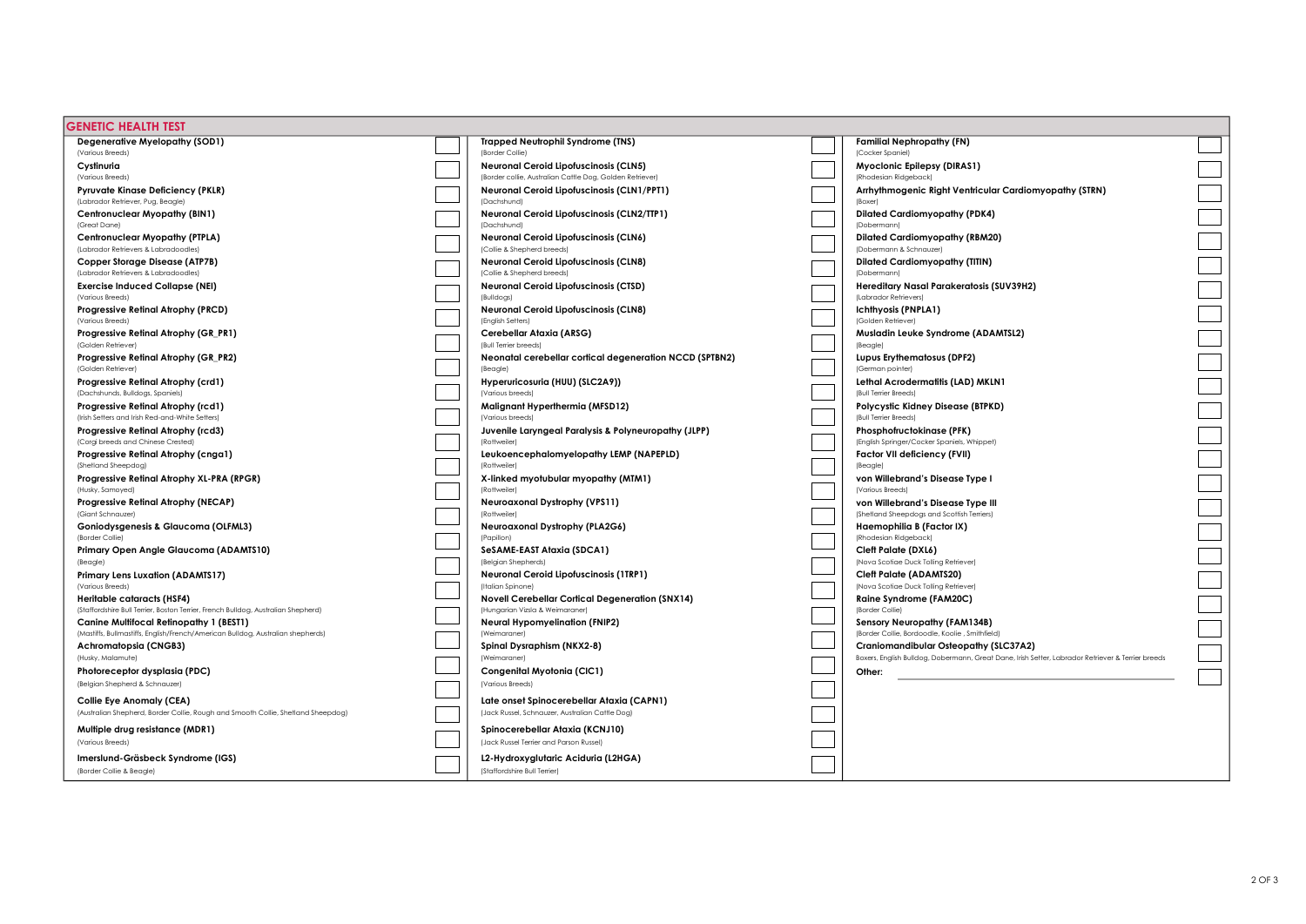## GENETIC HEALTH TEST

| Test | ☐ |
|---|---|
| **Degenerative Myelopathy (SOD1)** (Various Breeds) | ☐ |
| **Cystinuria** (Various Breeds) | ☐ |
| **Pyruvate Kinase Deficiency (PKLR)** (Labrador Retriever, Pug, Beagle) | ☐ |
| **Centronuclear Myopathy (BIN1)** (Great Dane) | ☐ |
| **Centronuclear Myopathy (PTPLA)** (Labrador Retrievers & Labradoodles) | ☐ |
| **Copper Storage Disease (ATP7B)** (Labrador Retrievers & Labradoodles) | ☐ |
| **Exercise Induced Collapse (NEI)** (Various Breeds) | ☐ |
| **Progressive Retinal Atrophy (PRCD)** (Various Breeds) | ☐ |
| **Progressive Retinal Atrophy (GR_PR1)** (Golden Retriever) | ☐ |
| **Progressive Retinal Atrophy (GR_PR2)** (Golden Retriever) | ☐ |
| **Progressive Retinal Atrophy (crd1)** (Dachshunds, Bulldogs, Spaniels) | ☐ |
| **Progressive Retinal Atrophy (rcd1)** (Irish Setters and Irish Red-and-White Setters) | ☐ |
| **Progressive Retinal Atrophy (rcd3)** (Corgi breeds and Chinese Crested) | ☐ |
| **Progressive Retinal Atrophy (cnga1)** (Shetland Sheepdog) | ☐ |
| **Progressive Retinal Atrophy XL-PRA (RPGR)** (Husky, Samoyed) | ☐ |
| **Progressive Retinal Atrophy (NECAP)** (Giant Schnauzer) | ☐ |
| **Goniodysgenesis & Glaucoma (OLFML3)** (Border Collie) | ☐ |
| **Primary Open Angle Glaucoma (ADAMTS10)** (Beagle) | ☐ |
| **Primary Lens Luxation (ADAMTS17)** (Various Breeds) | ☐ |
| **Heritable cataracts (HSF4)** (Staffordshire Bull Terrier, Boston Terrier, French Bulldog, Australian Shepherd) | ☐ |
| **Canine Multifocal Retinopathy 1 (BEST1)** (Mastiffs, Bullmastiffs, English/French/American Bulldog, Australian shepherds) | ☐ |
| **Achromatopsia (CNGB3)** (Husky, Malamute) | ☐ |
| **Photoreceptor dysplasia (PDC)** (Belgian Shepherd & Schnauzer) | ☐ |
| **Collie Eye Anomaly (CEA)** (Australian Shepherd, Border Collie, Rough and Smooth Collie, Shetland Sheepdog) | ☐ |
| **Multiple drug resistance (MDR1)** (Various Breeds) | ☐ |
| **Imerslund-Gräsbeck Syndrome (IGS)** (Border Collie & Beagle) | ☐ |
| **Trapped Neutrophil Syndrome (TNS)** (Border Collie) | ☐ |
| **Neuronal Ceroid Lipofuscinosis (CLN5)** (Border collie, Australian Cattle Dog, Golden Retriever) | ☐ |
| **Neuronal Ceroid Lipofuscinosis (CLN1/PPT1)** (Dachshund) | ☐ |
| **Neuronal Ceroid Lipofuscinosis (CLN2/TTP1)** (Dachshund) | ☐ |
| **Neuronal Ceroid Lipofuscinosis (CLN6)** (Collie & Shepherd breeds) | ☐ |
| **Neuronal Ceroid Lipofuscinosis (CLN8)** (Collie & Shepherd breeds) | ☐ |
| **Neuronal Ceroid Lipofuscinosis (CTSD)** (Bulldogs) | ☐ |
| **Neuronal Ceroid Lipofuscinosis (CLN8)** (English Setters) | ☐ |
| **Cerebellar Ataxia (ARSG)** (Bull Terrier breeds) | ☐ |
| **Neonatal cerebellar cortical degeneration NCCD (SPTBN2)** (Beagle) | ☐ |
| **Hyperuricosuria (HUU) (SLC2A9))** (Various breeds) | ☐ |
| **Malignant Hyperthermia (MFSD12)** (Various breeds) | ☐ |
| **Juvenile Laryngeal Paralysis & Polyneuropathy (JLPP)** (Rottweiler) | ☐ |
| **Leukoencephalomyelopathy LEMP (NAPEPLD)** (Rottweiler) | ☐ |
| **X-linked myotubular myopathy (MTM1)** (Rottweiler) | ☐ |
| **Neuroaxonal Dystrophy (VPS11)** (Rottweiler) | ☐ |
| **Neuroaxonal Dystrophy (PLA2G6)** (Papillon) | ☐ |
| **SeSAME-EAST Ataxia (SDCA1)** (Belgian Shepherds) | ☐ |
| **Neuronal Ceroid Lipofuscinosis (1TRP1)** (Italian Spinone) | ☐ |
| **Novell Cerebellar Cortical Degeneration (SNX14)** (Hungarian Vizsla & Weimaraner) | ☐ |
| **Neural Hypomyelination (FNIP2)** (Weimaraner) | ☐ |
| **Spinal Dysraphism (NKX2-8)** (Weimaraner) | ☐ |
| **Congenital Myotonia (ClC1)** (Various Breeds) | ☐ |
| **Late onset Spinocerebellar Ataxia (CAPN1)** (Jack Russel, Schnauzer, Australian Cattle Dog) | ☐ |
| **Spinocerebellar Ataxia (KCNJ10)** (Jack Russel Terrier and Parson Russel) | ☐ |
| **L2-Hydroxyglutaric Aciduria (L2HGA)** (Staffordshire Bull Terrier) | ☐ |
| **Familial Nephropathy (FN)** (Cocker Spaniel) | ☐ |
| **Myoclonic Epilepsy (DIRAS1)** (Rhodesian Ridgeback) | ☐ |
| **Arrhythmogenic Right Ventricular Cardiomyopathy (STRN)** (Boxer) | ☐ |
| **Dilated Cardiomyopathy (PDK4)** (Dobermann) | ☐ |
| **Dilated Cardiomyopathy (RBM20)** (Dobermann & Schnauzer) | ☐ |
| **Dilated Cardiomyopathy (TITIN)** (Dobermann) | ☐ |
| **Hereditary Nasal Parakeratosis (SUV39H2)** (Labrador Retrievers) | ☐ |
| **Ichthyosis (PNPLA1)** (Golden Retriever) | ☐ |
| **Musladin Leuke Syndrome (ADAMTSL2)** (Beagle) | ☐ |
| **Lupus Erythematosus (DPF2)** (German pointer) | ☐ |
| **Lethal Acrodermatitis (LAD) MKLN1** (Bull Terrier Breeds) | ☐ |
| **Polycystic Kidney Disease (BTPKD)** (Bull Terrier Breeds) | ☐ |
| **Phosphofructokinase (PFK)** (English Springer/Cocker Spaniels, Whippet) | ☐ |
| **Factor VII deficiency (FVII)** (Beagle) | ☐ |
| **von Willebrand's Disease Type I** (Various Breeds) | ☐ |
| **von Willebrand's Disease Type III** (Shetland Sheepdogs and Scottish Terriers) | ☐ |
| **Haemophilia B (Factor IX)** (Rhodesian Ridgeback) | ☐ |
| **Cleft Palate (DXL6)** (Nova Scotiae Duck Tolling Retriever) | ☐ |
| **Cleft Palate (ADAMTS20)** (Nova Scotiae Duck Tolling Retriever) | ☐ |
| **Raine Syndrome (FAM20C)** (Border Collie) | ☐ |
| **Sensory Neuropathy (FAM134B)** (Border Collie, Bordoodle, Koolie , Smithfield) | ☐ |
| **Craniomandibular Osteopathy (SLC37A2)** (Boxers, English Bulldog, Dobermann, Great Dane, Irish Setter, Labrador Retriever & Terrier breeds) | ☐ |
| **Other:** ______________________ | ☐ |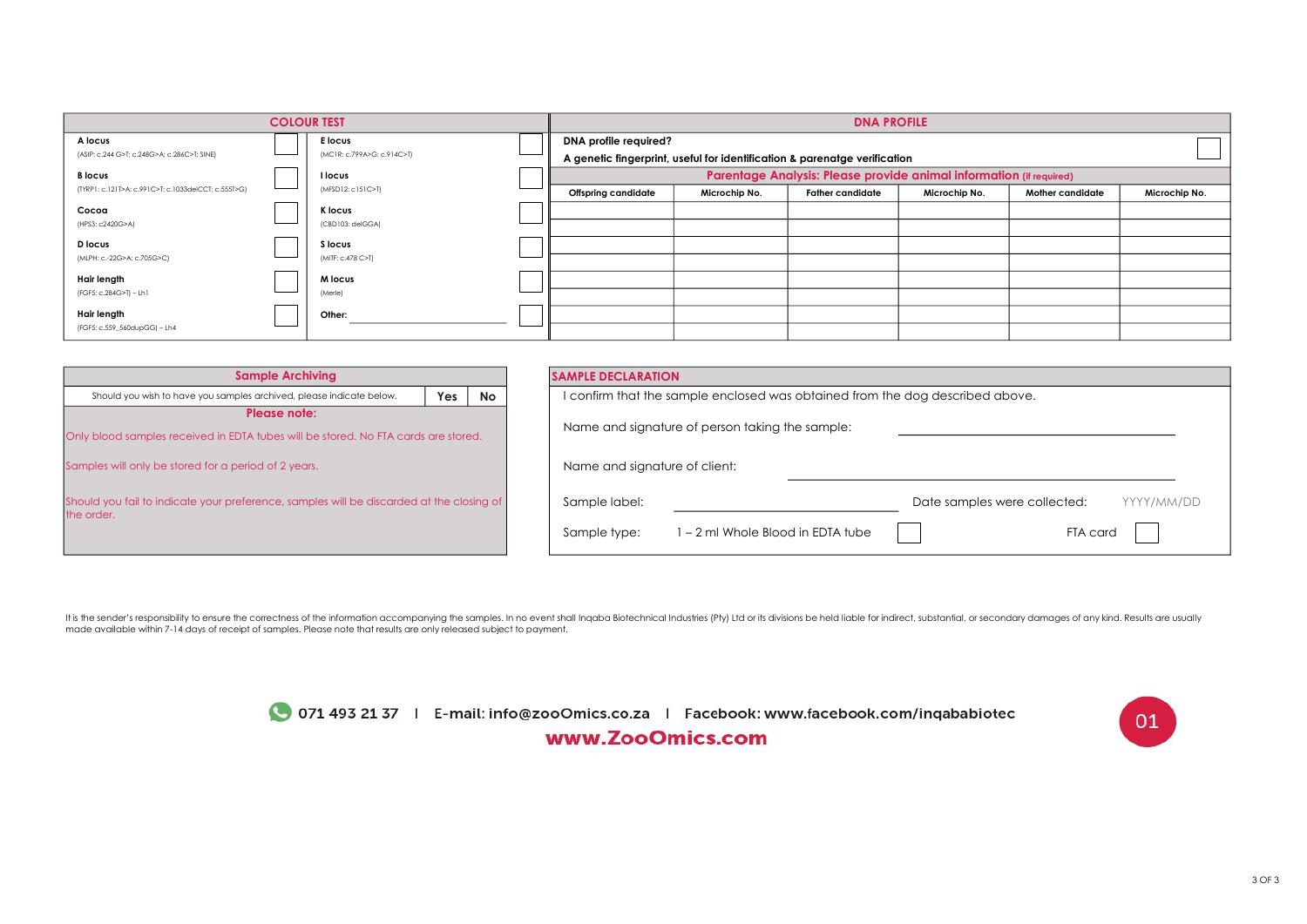## COLOUR TEST

| | | | |
|---|---|---|---|
| **A locus** (ASIP: c.244 G>T; c.248G>A; c.286C>T; SINE) | ☐ | **E locus** (MC1R: c.799A>G; c.914C>T) | ☐ |
| **B locus** (TYRP1: c.121T>A; c.991C>T; c.1033delCCT; c.555T>G) | ☐ | **I locus** (MFSD12: c151C>T) | ☐ |
| **Cocoa** (HPS3: c2420G>A) | ☐ | **K locus** (CBD103: delGGA) | ☐ |
| **D locus** (MLPH: c.-22G>A; c.705G>C) | ☐ | **S locus** (MITF: c.478 C>T) | ☐ |
| **Hair length** (FGF5: c.284G>T) – Lh1 | ☐ | **M locus** (Merle) | ☐ |
| **Hair length** (FGF5: c.559_560dupGG) – Lh4 | ☐ | **Other:** ________________ | ☐ |

## DNA PROFILE

**DNA profile required?** ☐
**A genetic fingerprint, useful for identification & parenatge verification**

**Parentage Analysis: Please provide animal information** (if required)

| Offspring candidate | Microchip No. | Father candidate | Microchip No. | Mother candidate | Microchip No. |
|---|---|---|---|---|---|
| | | | | | |
| | | | | | |
| | | | | | |
| | | | | | |
| | | | | | |
| | | | | | |
| | | | | | |
| | | | | | |

## Sample Archiving

| | Yes | No |
|---|---|---|
| Should you wish to have you samples archived, please indicate below. | | |

**Please note:**

Only blood samples received in EDTA tubes will be stored. No FTA cards are stored.

Samples will only be stored for a period of 2 years.

Should you fail to indicate your preference, samples will be discarded at the closing of the order.

## SAMPLE DECLARATION

I confirm that the sample enclosed was obtained from the dog described above.

Name and signature of person taking the sample: ________________

Name and signature of client: ________________

Sample label: ________________ Date samples were collected: YYYY/MM/DD

Sample type: 1 – 2 ml Whole Blood in EDTA tube ☐ FTA card ☐

It is the sender's responsibility to ensure the correctness of the information accompanying the samples. In no event shall Inqaba Biotechnical Industries (Pty) Ltd or its divisions be held liable for indirect, substantial, or secondary damages of any kind. Results are usually made available within 7-14 days of receipt of samples. Please note that results are only released subject to payment.

071 493 21 37 I E-mail: info@zooOmics.co.za I Facebook: www.facebook.com/inqababiotec

**www.ZooOmics.com**

01